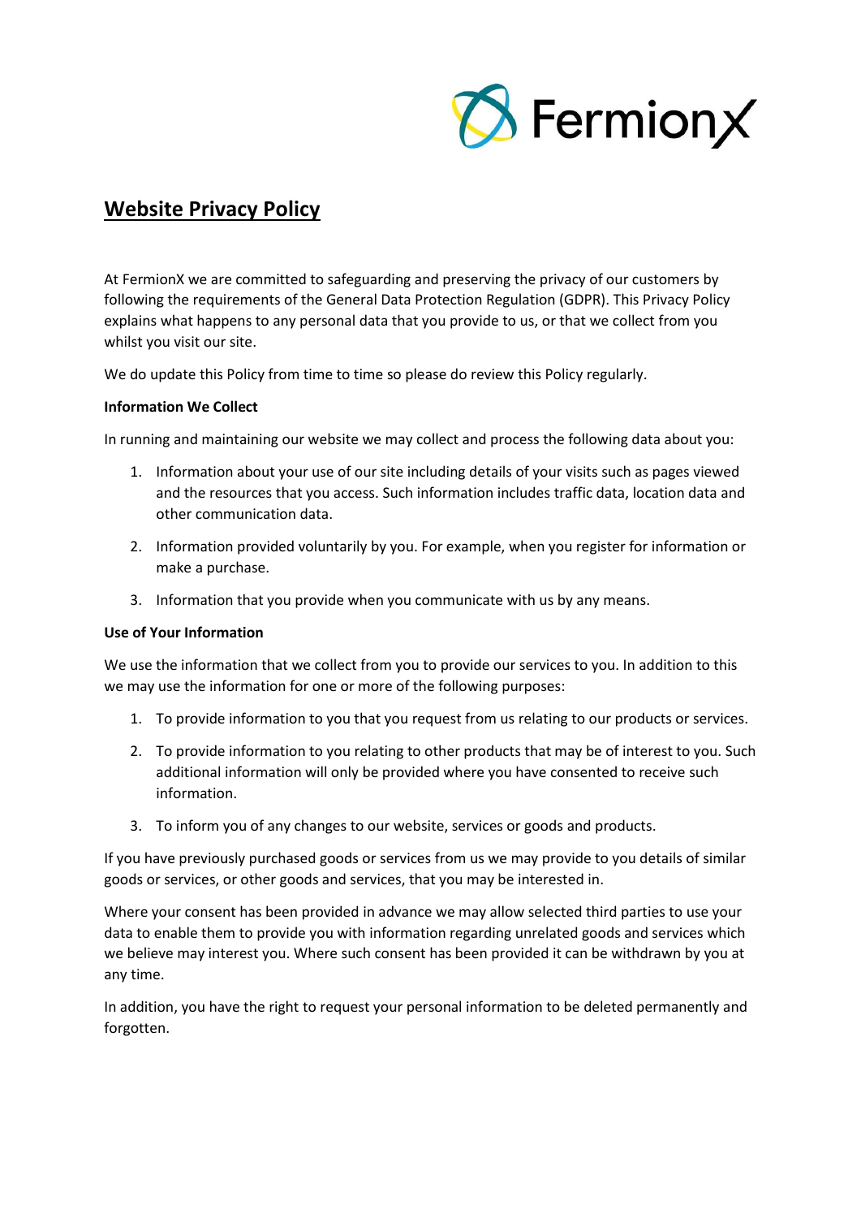# Website Privacy Policy

At FermionX we are committed to safeguarding and preserving the privacy of our customers by following the requirements of the General Data Protection Regulation (GDPR). This Privacy Policy explains what happens to any personal data that you provide to us, or that we collect from you whilst you visit our site.

We do update this Policy from time to time so please do review this Policy regularly.

**Information We Collect**

In running and maintaining our website we may collect and process the following data about you:

1. Information about your use of our site including details of your visits such as pages viewed and the resources that you access. Such information includes traffic data, location data and other communication data.
2. Information provided voluntarily by you. For example, when you register for information or make a purchase.
3. Information that you provide when you communicate with us by any means.

**Use of Your Information**

We use the information that we collect from you to provide our services to you. In addition to this we may use the information for one or more of the following purposes:

1. To provide information to you that you request from us relating to our products or services.
2. To provide information to you relating to other products that may be of interest to you. Such additional information will only be provided where you have consented to receive such information.
3. To inform you of any changes to our website, services or goods and products.

If you have previously purchased goods or services from us we may provide to you details of similar goods or services, or other goods and services, that you may be interested in.

Where your consent has been provided in advance we may allow selected third parties to use your data to enable them to provide you with information regarding unrelated goods and services which we believe may interest you. Where such consent has been provided it can be withdrawn by you at any time.

In addition, you have the right to request your personal information to be deleted permanently and forgotten.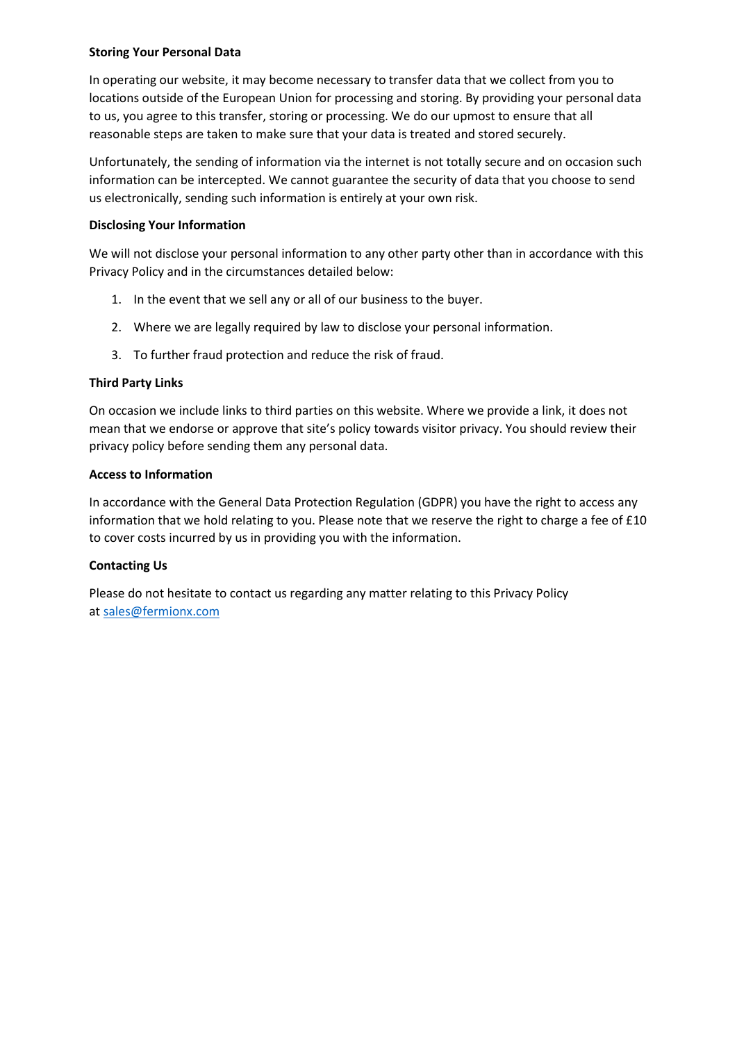**Storing Your Personal Data**

In operating our website, it may become necessary to transfer data that we collect from you to locations outside of the European Union for processing and storing. By providing your personal data to us, you agree to this transfer, storing or processing. We do our upmost to ensure that all reasonable steps are taken to make sure that your data is treated and stored securely.

Unfortunately, the sending of information via the internet is not totally secure and on occasion such information can be intercepted. We cannot guarantee the security of data that you choose to send us electronically, sending such information is entirely at your own risk.

**Disclosing Your Information**

We will not disclose your personal information to any other party other than in accordance with this Privacy Policy and in the circumstances detailed below:

1. In the event that we sell any or all of our business to the buyer.
2. Where we are legally required by law to disclose your personal information.
3. To further fraud protection and reduce the risk of fraud.

**Third Party Links**

On occasion we include links to third parties on this website. Where we provide a link, it does not mean that we endorse or approve that site's policy towards visitor privacy. You should review their privacy policy before sending them any personal data.

**Access to Information**

In accordance with the General Data Protection Regulation (GDPR) you have the right to access any information that we hold relating to you. Please note that we reserve the right to charge a fee of £10 to cover costs incurred by us in providing you with the information.

**Contacting Us**

Please do not hesitate to contact us regarding any matter relating to this Privacy Policy at sales@fermionx.com